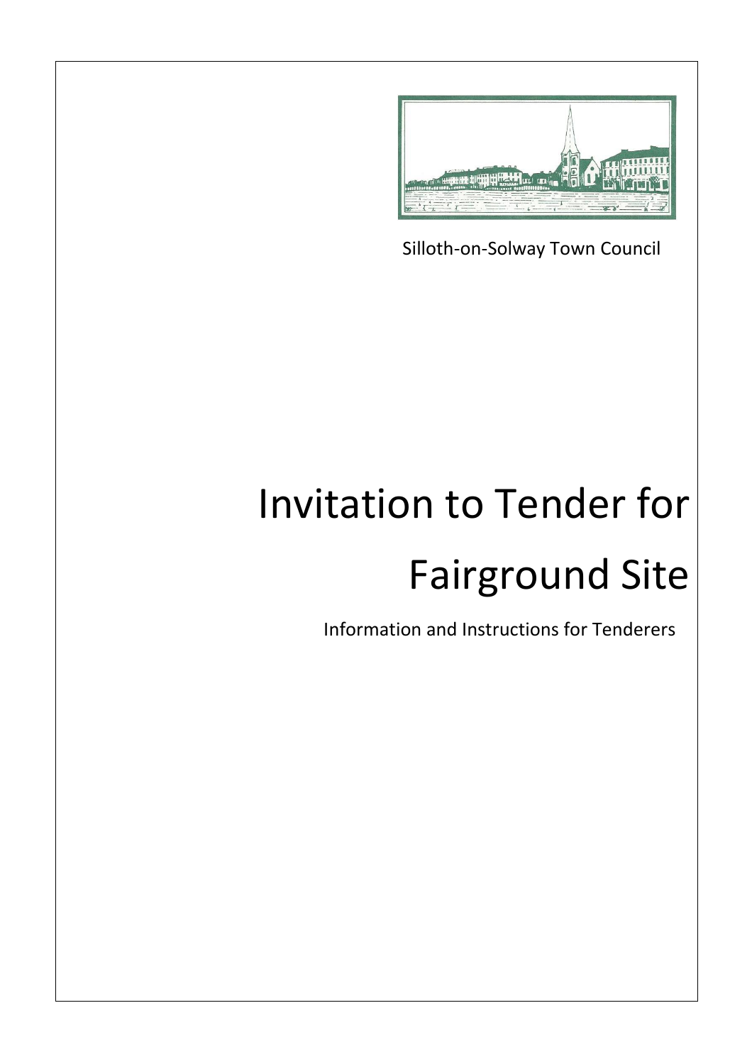Silloth-on-Solway Town Council

# Invitation to Tender for Fairground Site

Information and Instructions for Tenderers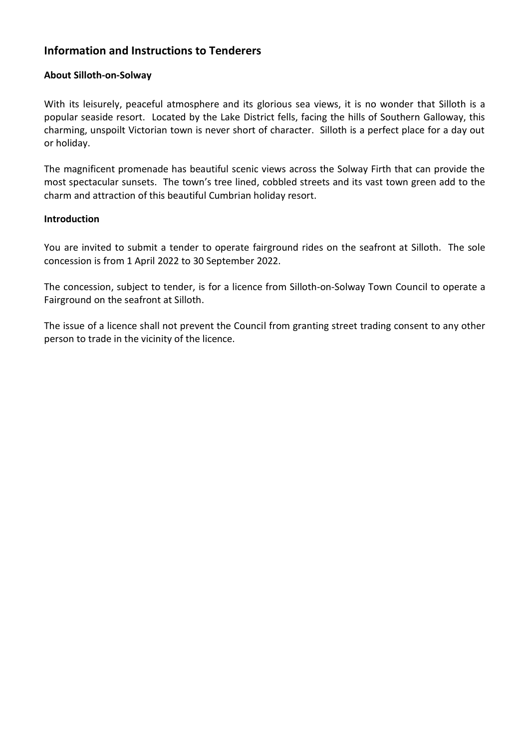## Information and Instructions to Tenderers

### About Silloth-on-Solway

With its leisurely, peaceful atmosphere and its glorious sea views, it is no wonder that Silloth is a popular seaside resort. Located by the Lake District fells, facing the hills of Southern Galloway, this charming, unspoilt Victorian town is never short of character. Silloth is a perfect place for a day out or holiday.

The magnificent promenade has beautiful scenic views across the Solway Firth that can provide the most spectacular sunsets. The town's tree lined, cobbled streets and its vast town green add to the charm and attraction of this beautiful Cumbrian holiday resort.

### Introduction

You are invited to submit a tender to operate fairground rides on the seafront at Silloth. The sole concession is from 1 April 2022 to 30 September 2022.

The concession, subject to tender, is for a licence from Silloth-on-Solway Town Council to operate a Fairground on the seafront at Silloth.

The issue of a licence shall not prevent the Council from granting street trading consent to any other person to trade in the vicinity of the licence.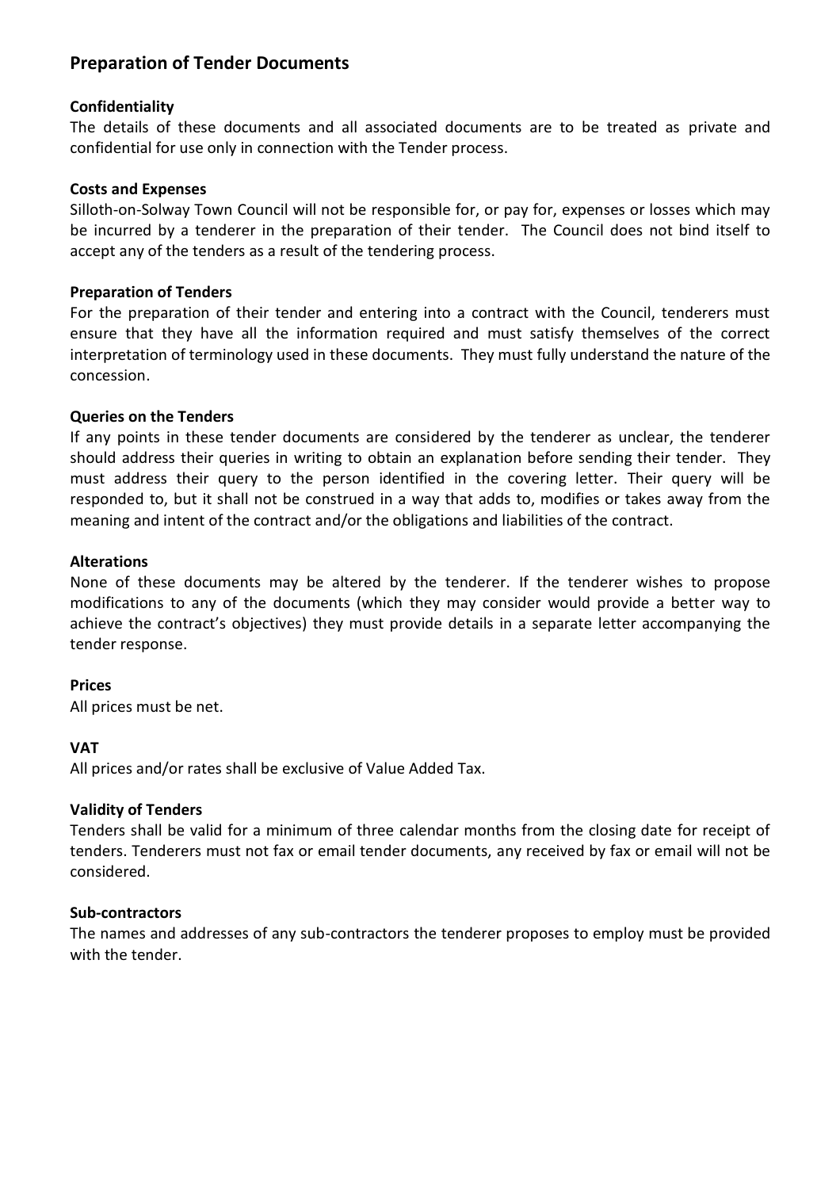## Preparation of Tender Documents

**Confidentiality**

The details of these documents and all associated documents are to be treated as private and confidential for use only in connection with the Tender process.

**Costs and Expenses**

Silloth-on-Solway Town Council will not be responsible for, or pay for, expenses or losses which may be incurred by a tenderer in the preparation of their tender. The Council does not bind itself to accept any of the tenders as a result of the tendering process.

**Preparation of Tenders**

For the preparation of their tender and entering into a contract with the Council, tenderers must ensure that they have all the information required and must satisfy themselves of the correct interpretation of terminology used in these documents. They must fully understand the nature of the concession.

**Queries on the Tenders**

If any points in these tender documents are considered by the tenderer as unclear, the tenderer should address their queries in writing to obtain an explanation before sending their tender. They must address their query to the person identified in the covering letter. Their query will be responded to, but it shall not be construed in a way that adds to, modifies or takes away from the meaning and intent of the contract and/or the obligations and liabilities of the contract.

**Alterations**

None of these documents may be altered by the tenderer. If the tenderer wishes to propose modifications to any of the documents (which they may consider would provide a better way to achieve the contract's objectives) they must provide details in a separate letter accompanying the tender response.

**Prices**

All prices must be net.

**VAT**

All prices and/or rates shall be exclusive of Value Added Tax.

**Validity of Tenders**

Tenders shall be valid for a minimum of three calendar months from the closing date for receipt of tenders. Tenderers must not fax or email tender documents, any received by fax or email will not be considered.

**Sub-contractors**

The names and addresses of any sub-contractors the tenderer proposes to employ must be provided with the tender.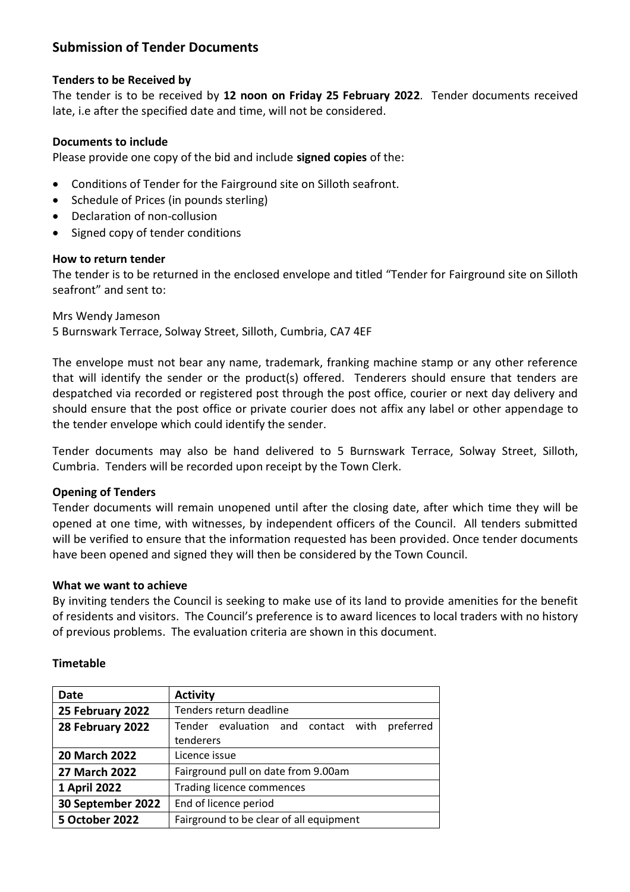## Submission of Tender Documents

### Tenders to be Received by

The tender is to be received by **12 noon on Friday 25 February 2022**. Tender documents received late, i.e after the specified date and time, will not be considered.

### Documents to include

Please provide one copy of the bid and include **signed copies** of the:

- Conditions of Tender for the Fairground site on Silloth seafront.
- Schedule of Prices (in pounds sterling)
- Declaration of non-collusion
- Signed copy of tender conditions

### How to return tender

The tender is to be returned in the enclosed envelope and titled "Tender for Fairground site on Silloth seafront" and sent to:

Mrs Wendy Jameson
5 Burnswark Terrace, Solway Street, Silloth, Cumbria, CA7 4EF

The envelope must not bear any name, trademark, franking machine stamp or any other reference that will identify the sender or the product(s) offered. Tenderers should ensure that tenders are despatched via recorded or registered post through the post office, courier or next day delivery and should ensure that the post office or private courier does not affix any label or other appendage to the tender envelope which could identify the sender.

Tender documents may also be hand delivered to 5 Burnswark Terrace, Solway Street, Silloth, Cumbria. Tenders will be recorded upon receipt by the Town Clerk.

### Opening of Tenders

Tender documents will remain unopened until after the closing date, after which time they will be opened at one time, with witnesses, by independent officers of the Council. All tenders submitted will be verified to ensure that the information requested has been provided. Once tender documents have been opened and signed they will then be considered by the Town Council.

### What we want to achieve

By inviting tenders the Council is seeking to make use of its land to provide amenities for the benefit of residents and visitors. The Council's preference is to award licences to local traders with no history of previous problems. The evaluation criteria are shown in this document.

### Timetable

| Date | Activity |
|---|---|
| **25 February 2022** | Tenders return deadline |
| **28 February 2022** | Tender evaluation and contact with preferred tenderers |
| **20 March 2022** | Licence issue |
| **27 March 2022** | Fairground pull on date from 9.00am |
| **1 April 2022** | Trading licence commences |
| **30 September 2022** | End of licence period |
| **5 October 2022** | Fairground to be clear of all equipment |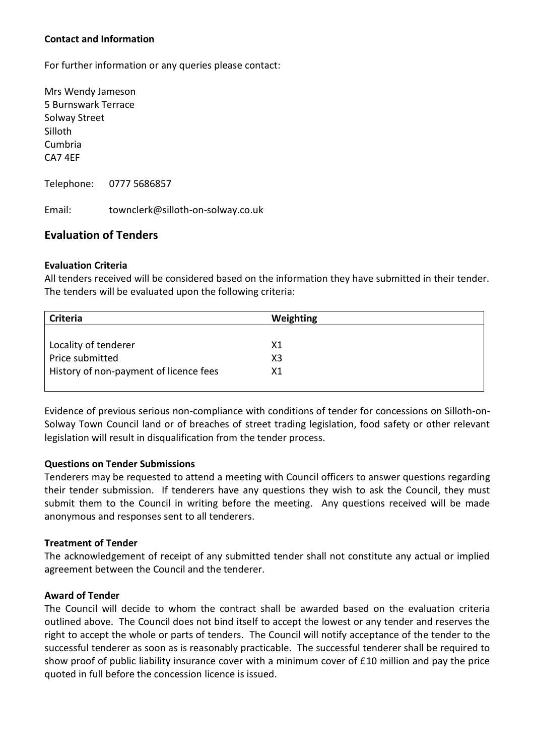**Contact and Information**

For further information or any queries please contact:

Mrs Wendy Jameson
5 Burnswark Terrace
Solway Street
Silloth
Cumbria
CA7 4EF

Telephone: 0777 5686857

Email: townclerk@silloth-on-solway.co.uk

## Evaluation of Tenders

**Evaluation Criteria**

All tenders received will be considered based on the information they have submitted in their tender. The tenders will be evaluated upon the following criteria:

| Criteria | Weighting |
| --- | --- |
| Locality of tenderer | X1 |
| Price submitted | X3 |
| History of non-payment of licence fees | X1 |

Evidence of previous serious non-compliance with conditions of tender for concessions on Silloth-on-Solway Town Council land or of breaches of street trading legislation, food safety or other relevant legislation will result in disqualification from the tender process.

**Questions on Tender Submissions**

Tenderers may be requested to attend a meeting with Council officers to answer questions regarding their tender submission. If tenderers have any questions they wish to ask the Council, they must submit them to the Council in writing before the meeting. Any questions received will be made anonymous and responses sent to all tenderers.

**Treatment of Tender**

The acknowledgement of receipt of any submitted tender shall not constitute any actual or implied agreement between the Council and the tenderer.

**Award of Tender**

The Council will decide to whom the contract shall be awarded based on the evaluation criteria outlined above. The Council does not bind itself to accept the lowest or any tender and reserves the right to accept the whole or parts of tenders. The Council will notify acceptance of the tender to the successful tenderer as soon as is reasonably practicable. The successful tenderer shall be required to show proof of public liability insurance cover with a minimum cover of £10 million and pay the price quoted in full before the concession licence is issued.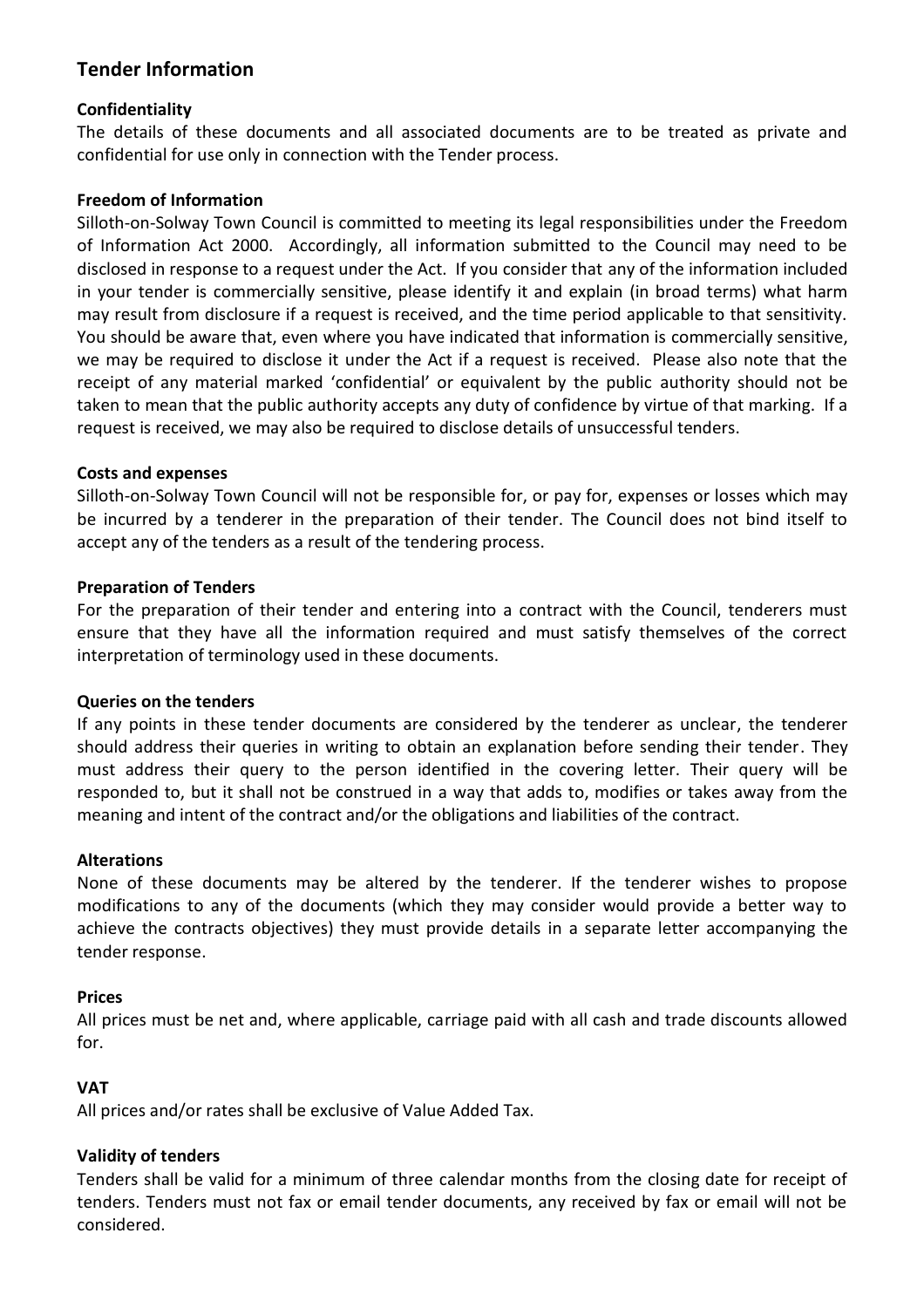## Tender Information

**Confidentiality**

The details of these documents and all associated documents are to be treated as private and confidential for use only in connection with the Tender process.

**Freedom of Information**

Silloth-on-Solway Town Council is committed to meeting its legal responsibilities under the Freedom of Information Act 2000. Accordingly, all information submitted to the Council may need to be disclosed in response to a request under the Act. If you consider that any of the information included in your tender is commercially sensitive, please identify it and explain (in broad terms) what harm may result from disclosure if a request is received, and the time period applicable to that sensitivity. You should be aware that, even where you have indicated that information is commercially sensitive, we may be required to disclose it under the Act if a request is received. Please also note that the receipt of any material marked 'confidential' or equivalent by the public authority should not be taken to mean that the public authority accepts any duty of confidence by virtue of that marking. If a request is received, we may also be required to disclose details of unsuccessful tenders.

**Costs and expenses**

Silloth-on-Solway Town Council will not be responsible for, or pay for, expenses or losses which may be incurred by a tenderer in the preparation of their tender. The Council does not bind itself to accept any of the tenders as a result of the tendering process.

**Preparation of Tenders**

For the preparation of their tender and entering into a contract with the Council, tenderers must ensure that they have all the information required and must satisfy themselves of the correct interpretation of terminology used in these documents.

**Queries on the tenders**

If any points in these tender documents are considered by the tenderer as unclear, the tenderer should address their queries in writing to obtain an explanation before sending their tender. They must address their query to the person identified in the covering letter. Their query will be responded to, but it shall not be construed in a way that adds to, modifies or takes away from the meaning and intent of the contract and/or the obligations and liabilities of the contract.

**Alterations**

None of these documents may be altered by the tenderer. If the tenderer wishes to propose modifications to any of the documents (which they may consider would provide a better way to achieve the contracts objectives) they must provide details in a separate letter accompanying the tender response.

**Prices**

All prices must be net and, where applicable, carriage paid with all cash and trade discounts allowed for.

**VAT**

All prices and/or rates shall be exclusive of Value Added Tax.

**Validity of tenders**

Tenders shall be valid for a minimum of three calendar months from the closing date for receipt of tenders. Tenders must not fax or email tender documents, any received by fax or email will not be considered.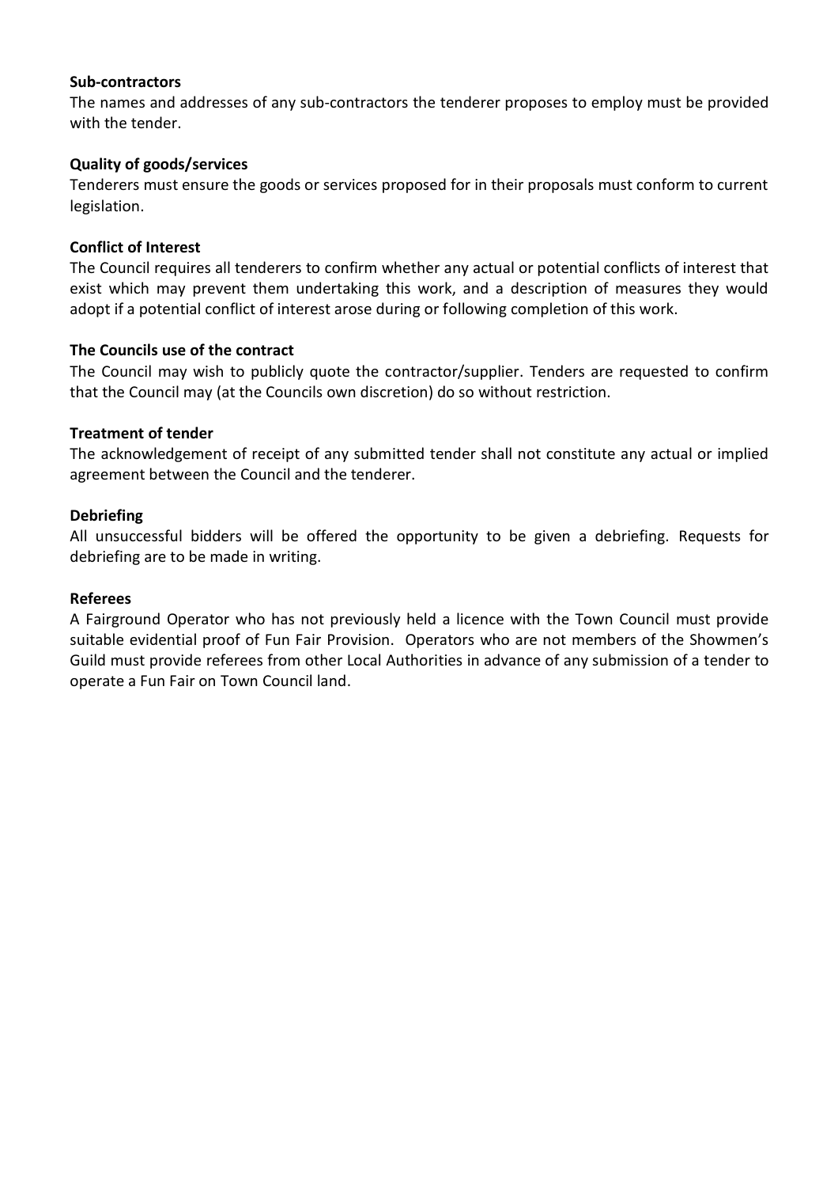**Sub-contractors**

The names and addresses of any sub-contractors the tenderer proposes to employ must be provided with the tender.

**Quality of goods/services**

Tenderers must ensure the goods or services proposed for in their proposals must conform to current legislation.

**Conflict of Interest**

The Council requires all tenderers to confirm whether any actual or potential conflicts of interest that exist which may prevent them undertaking this work, and a description of measures they would adopt if a potential conflict of interest arose during or following completion of this work.

**The Councils use of the contract**

The Council may wish to publicly quote the contractor/supplier. Tenders are requested to confirm that the Council may (at the Councils own discretion) do so without restriction.

**Treatment of tender**

The acknowledgement of receipt of any submitted tender shall not constitute any actual or implied agreement between the Council and the tenderer.

**Debriefing**

All unsuccessful bidders will be offered the opportunity to be given a debriefing. Requests for debriefing are to be made in writing.

**Referees**

A Fairground Operator who has not previously held a licence with the Town Council must provide suitable evidential proof of Fun Fair Provision. Operators who are not members of the Showmen's Guild must provide referees from other Local Authorities in advance of any submission of a tender to operate a Fun Fair on Town Council land.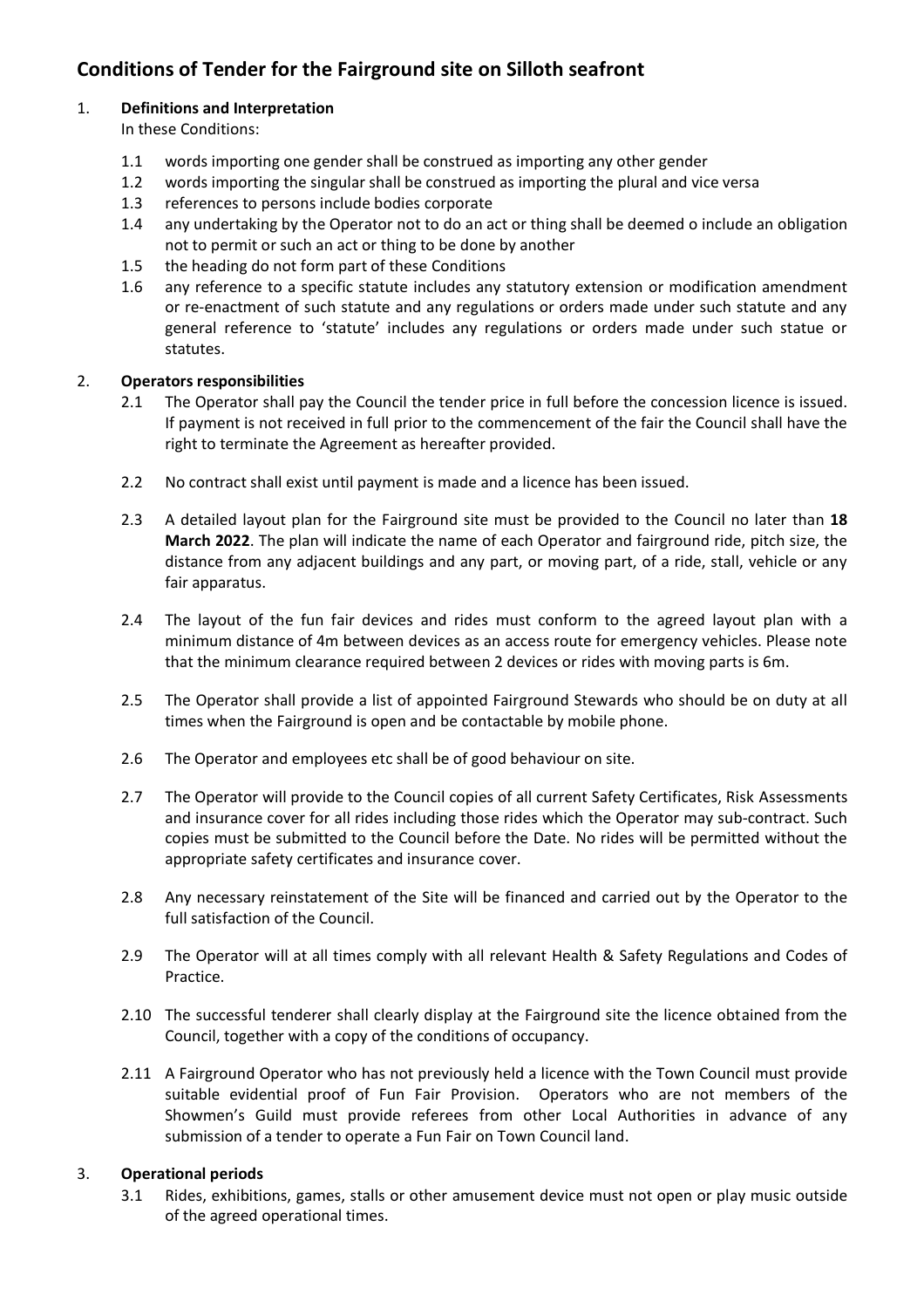# Conditions of Tender for the Fairground site on Silloth seafront

1. **Definitions and Interpretation**

   In these Conditions:

   1.1 words importing one gender shall be construed as importing any other gender

   1.2 words importing the singular shall be construed as importing the plural and vice versa

   1.3 references to persons include bodies corporate

   1.4 any undertaking by the Operator not to do an act or thing shall be deemed o include an obligation not to permit or such an act or thing to be done by another

   1.5 the heading do not form part of these Conditions

   1.6 any reference to a specific statute includes any statutory extension or modification amendment or re-enactment of such statute and any regulations or orders made under such statute and any general reference to 'statute' includes any regulations or orders made under such statue or statutes.

2. **Operators responsibilities**

   2.1 The Operator shall pay the Council the tender price in full before the concession licence is issued. If payment is not received in full prior to the commencement of the fair the Council shall have the right to terminate the Agreement as hereafter provided.

   2.2 No contract shall exist until payment is made and a licence has been issued.

   2.3 A detailed layout plan for the Fairground site must be provided to the Council no later than **18 March 2022**. The plan will indicate the name of each Operator and fairground ride, pitch size, the distance from any adjacent buildings and any part, or moving part, of a ride, stall, vehicle or any fair apparatus.

   2.4 The layout of the fun fair devices and rides must conform to the agreed layout plan with a minimum distance of 4m between devices as an access route for emergency vehicles. Please note that the minimum clearance required between 2 devices or rides with moving parts is 6m.

   2.5 The Operator shall provide a list of appointed Fairground Stewards who should be on duty at all times when the Fairground is open and be contactable by mobile phone.

   2.6 The Operator and employees etc shall be of good behaviour on site.

   2.7 The Operator will provide to the Council copies of all current Safety Certificates, Risk Assessments and insurance cover for all rides including those rides which the Operator may sub-contract. Such copies must be submitted to the Council before the Date. No rides will be permitted without the appropriate safety certificates and insurance cover.

   2.8 Any necessary reinstatement of the Site will be financed and carried out by the Operator to the full satisfaction of the Council.

   2.9 The Operator will at all times comply with all relevant Health & Safety Regulations and Codes of Practice.

   2.10 The successful tenderer shall clearly display at the Fairground site the licence obtained from the Council, together with a copy of the conditions of occupancy.

   2.11 A Fairground Operator who has not previously held a licence with the Town Council must provide suitable evidential proof of Fun Fair Provision. Operators who are not members of the Showmen's Guild must provide referees from other Local Authorities in advance of any submission of a tender to operate a Fun Fair on Town Council land.

3. **Operational periods**

   3.1 Rides, exhibitions, games, stalls or other amusement device must not open or play music outside of the agreed operational times.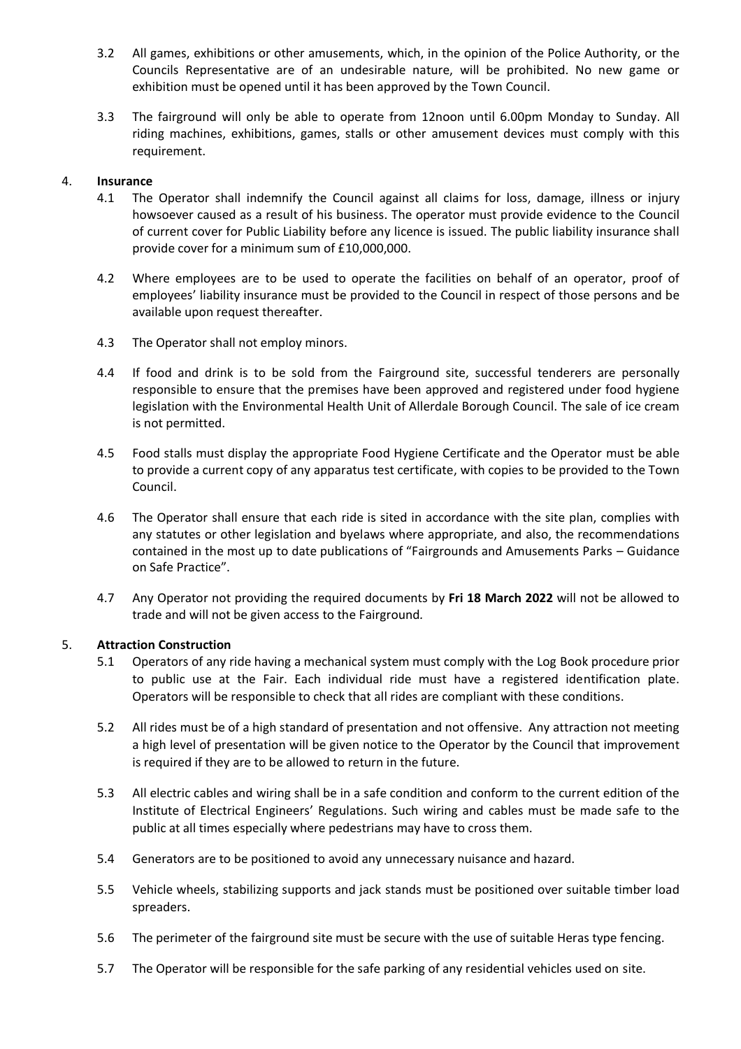3.2 All games, exhibitions or other amusements, which, in the opinion of the Police Authority, or the Councils Representative are of an undesirable nature, will be prohibited. No new game or exhibition must be opened until it has been approved by the Town Council.

3.3 The fairground will only be able to operate from 12noon until 6.00pm Monday to Sunday. All riding machines, exhibitions, games, stalls or other amusement devices must comply with this requirement.

4. **Insurance**

4.1 The Operator shall indemnify the Council against all claims for loss, damage, illness or injury howsoever caused as a result of his business. The operator must provide evidence to the Council of current cover for Public Liability before any licence is issued. The public liability insurance shall provide cover for a minimum sum of £10,000,000.

4.2 Where employees are to be used to operate the facilities on behalf of an operator, proof of employees' liability insurance must be provided to the Council in respect of those persons and be available upon request thereafter.

4.3 The Operator shall not employ minors.

4.4 If food and drink is to be sold from the Fairground site, successful tenderers are personally responsible to ensure that the premises have been approved and registered under food hygiene legislation with the Environmental Health Unit of Allerdale Borough Council. The sale of ice cream is not permitted.

4.5 Food stalls must display the appropriate Food Hygiene Certificate and the Operator must be able to provide a current copy of any apparatus test certificate, with copies to be provided to the Town Council.

4.6 The Operator shall ensure that each ride is sited in accordance with the site plan, complies with any statutes or other legislation and byelaws where appropriate, and also, the recommendations contained in the most up to date publications of "Fairgrounds and Amusements Parks – Guidance on Safe Practice".

4.7 Any Operator not providing the required documents by **Fri 18 March 2022** will not be allowed to trade and will not be given access to the Fairground.

5. **Attraction Construction**

5.1 Operators of any ride having a mechanical system must comply with the Log Book procedure prior to public use at the Fair. Each individual ride must have a registered identification plate. Operators will be responsible to check that all rides are compliant with these conditions.

5.2 All rides must be of a high standard of presentation and not offensive. Any attraction not meeting a high level of presentation will be given notice to the Operator by the Council that improvement is required if they are to be allowed to return in the future.

5.3 All electric cables and wiring shall be in a safe condition and conform to the current edition of the Institute of Electrical Engineers' Regulations. Such wiring and cables must be made safe to the public at all times especially where pedestrians may have to cross them.

5.4 Generators are to be positioned to avoid any unnecessary nuisance and hazard.

5.5 Vehicle wheels, stabilizing supports and jack stands must be positioned over suitable timber load spreaders.

5.6 The perimeter of the fairground site must be secure with the use of suitable Heras type fencing.

5.7 The Operator will be responsible for the safe parking of any residential vehicles used on site.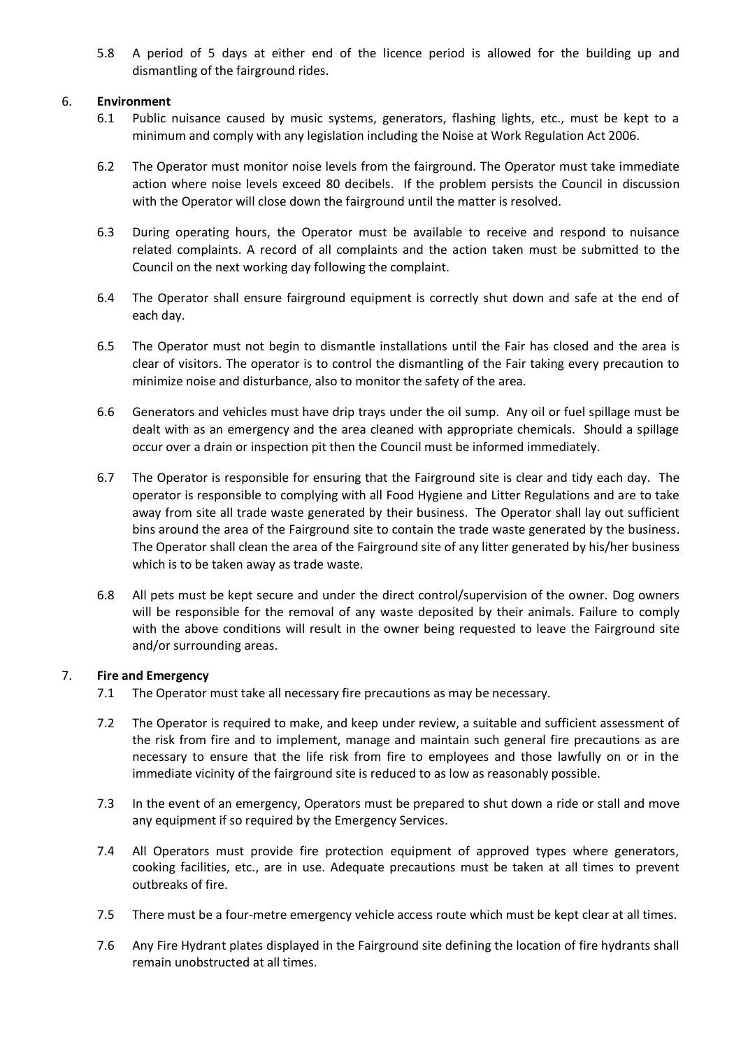5.8 A period of 5 days at either end of the licence period is allowed for the building up and dismantling of the fairground rides.

6. **Environment**

6.1 Public nuisance caused by music systems, generators, flashing lights, etc., must be kept to a minimum and comply with any legislation including the Noise at Work Regulation Act 2006.

6.2 The Operator must monitor noise levels from the fairground. The Operator must take immediate action where noise levels exceed 80 decibels. If the problem persists the Council in discussion with the Operator will close down the fairground until the matter is resolved.

6.3 During operating hours, the Operator must be available to receive and respond to nuisance related complaints. A record of all complaints and the action taken must be submitted to the Council on the next working day following the complaint.

6.4 The Operator shall ensure fairground equipment is correctly shut down and safe at the end of each day.

6.5 The Operator must not begin to dismantle installations until the Fair has closed and the area is clear of visitors. The operator is to control the dismantling of the Fair taking every precaution to minimize noise and disturbance, also to monitor the safety of the area.

6.6 Generators and vehicles must have drip trays under the oil sump. Any oil or fuel spillage must be dealt with as an emergency and the area cleaned with appropriate chemicals. Should a spillage occur over a drain or inspection pit then the Council must be informed immediately.

6.7 The Operator is responsible for ensuring that the Fairground site is clear and tidy each day. The operator is responsible to complying with all Food Hygiene and Litter Regulations and are to take away from site all trade waste generated by their business. The Operator shall lay out sufficient bins around the area of the Fairground site to contain the trade waste generated by the business. The Operator shall clean the area of the Fairground site of any litter generated by his/her business which is to be taken away as trade waste.

6.8 All pets must be kept secure and under the direct control/supervision of the owner. Dog owners will be responsible for the removal of any waste deposited by their animals. Failure to comply with the above conditions will result in the owner being requested to leave the Fairground site and/or surrounding areas.

7. **Fire and Emergency**

7.1 The Operator must take all necessary fire precautions as may be necessary.

7.2 The Operator is required to make, and keep under review, a suitable and sufficient assessment of the risk from fire and to implement, manage and maintain such general fire precautions as are necessary to ensure that the life risk from fire to employees and those lawfully on or in the immediate vicinity of the fairground site is reduced to as low as reasonably possible.

7.3 In the event of an emergency, Operators must be prepared to shut down a ride or stall and move any equipment if so required by the Emergency Services.

7.4 All Operators must provide fire protection equipment of approved types where generators, cooking facilities, etc., are in use. Adequate precautions must be taken at all times to prevent outbreaks of fire.

7.5 There must be a four-metre emergency vehicle access route which must be kept clear at all times.

7.6 Any Fire Hydrant plates displayed in the Fairground site defining the location of fire hydrants shall remain unobstructed at all times.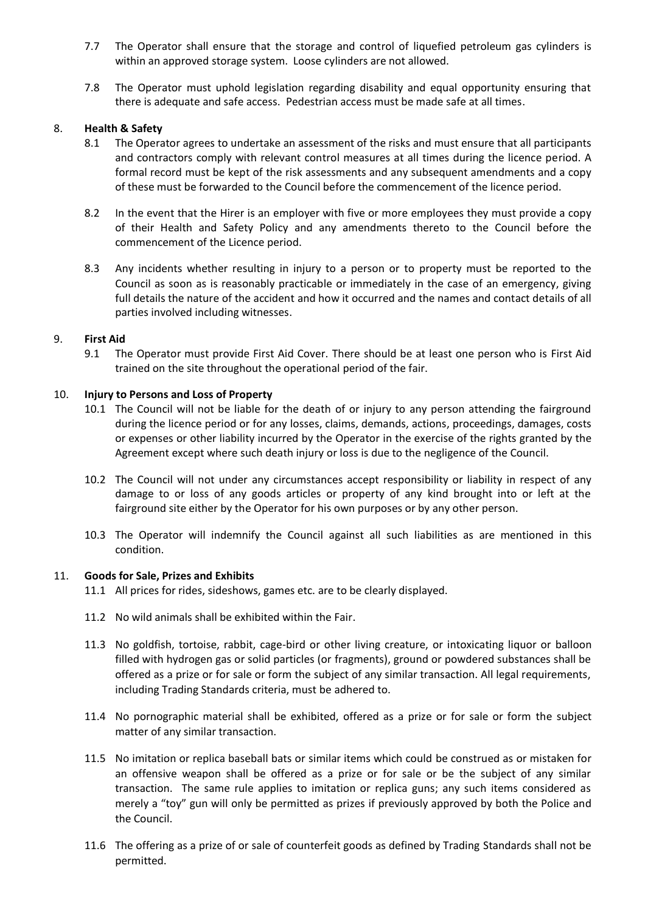7.7 The Operator shall ensure that the storage and control of liquefied petroleum gas cylinders is within an approved storage system. Loose cylinders are not allowed.

7.8 The Operator must uphold legislation regarding disability and equal opportunity ensuring that there is adequate and safe access. Pedestrian access must be made safe at all times.

## 8. Health & Safety

8.1 The Operator agrees to undertake an assessment of the risks and must ensure that all participants and contractors comply with relevant control measures at all times during the licence period. A formal record must be kept of the risk assessments and any subsequent amendments and a copy of these must be forwarded to the Council before the commencement of the licence period.

8.2 In the event that the Hirer is an employer with five or more employees they must provide a copy of their Health and Safety Policy and any amendments thereto to the Council before the commencement of the Licence period.

8.3 Any incidents whether resulting in injury to a person or to property must be reported to the Council as soon as is reasonably practicable or immediately in the case of an emergency, giving full details the nature of the accident and how it occurred and the names and contact details of all parties involved including witnesses.

## 9. First Aid

9.1 The Operator must provide First Aid Cover. There should be at least one person who is First Aid trained on the site throughout the operational period of the fair.

## 10. Injury to Persons and Loss of Property

10.1 The Council will not be liable for the death of or injury to any person attending the fairground during the licence period or for any losses, claims, demands, actions, proceedings, damages, costs or expenses or other liability incurred by the Operator in the exercise of the rights granted by the Agreement except where such death injury or loss is due to the negligence of the Council.

10.2 The Council will not under any circumstances accept responsibility or liability in respect of any damage to or loss of any goods articles or property of any kind brought into or left at the fairground site either by the Operator for his own purposes or by any other person.

10.3 The Operator will indemnify the Council against all such liabilities as are mentioned in this condition.

## 11. Goods for Sale, Prizes and Exhibits

11.1 All prices for rides, sideshows, games etc. are to be clearly displayed.

11.2 No wild animals shall be exhibited within the Fair.

11.3 No goldfish, tortoise, rabbit, cage-bird or other living creature, or intoxicating liquor or balloon filled with hydrogen gas or solid particles (or fragments), ground or powdered substances shall be offered as a prize or for sale or form the subject of any similar transaction. All legal requirements, including Trading Standards criteria, must be adhered to.

11.4 No pornographic material shall be exhibited, offered as a prize or for sale or form the subject matter of any similar transaction.

11.5 No imitation or replica baseball bats or similar items which could be construed as or mistaken for an offensive weapon shall be offered as a prize or for sale or be the subject of any similar transaction. The same rule applies to imitation or replica guns; any such items considered as merely a "toy" gun will only be permitted as prizes if previously approved by both the Police and the Council.

11.6 The offering as a prize of or sale of counterfeit goods as defined by Trading Standards shall not be permitted.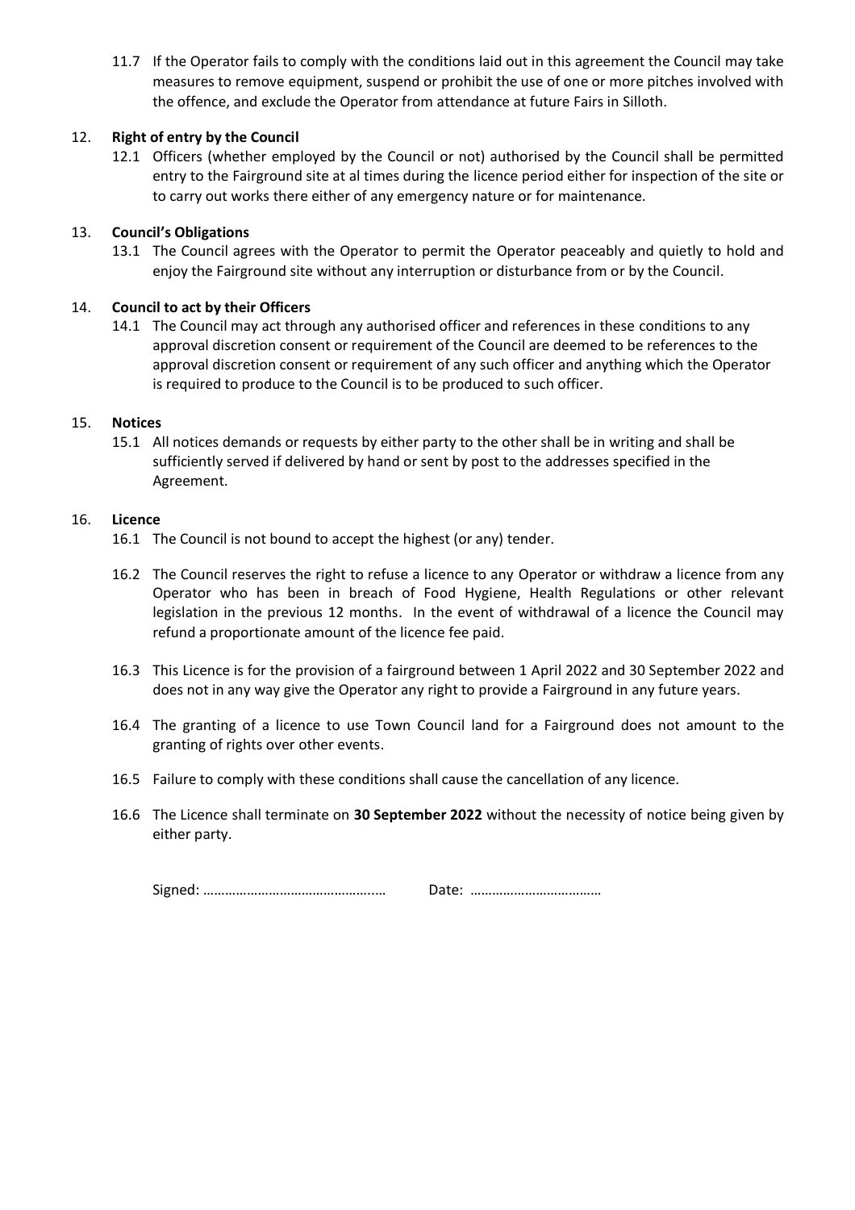11.7 If the Operator fails to comply with the conditions laid out in this agreement the Council may take measures to remove equipment, suspend or prohibit the use of one or more pitches involved with the offence, and exclude the Operator from attendance at future Fairs in Silloth.

12. **Right of entry by the Council**

12.1 Officers (whether employed by the Council or not) authorised by the Council shall be permitted entry to the Fairground site at al times during the licence period either for inspection of the site or to carry out works there either of any emergency nature or for maintenance.

13. **Council's Obligations**

13.1 The Council agrees with the Operator to permit the Operator peaceably and quietly to hold and enjoy the Fairground site without any interruption or disturbance from or by the Council.

14. **Council to act by their Officers**

14.1 The Council may act through any authorised officer and references in these conditions to any approval discretion consent or requirement of the Council are deemed to be references to the approval discretion consent or requirement of any such officer and anything which the Operator is required to produce to the Council is to be produced to such officer.

15. **Notices**

15.1 All notices demands or requests by either party to the other shall be in writing and shall be sufficiently served if delivered by hand or sent by post to the addresses specified in the Agreement.

16. **Licence**

16.1 The Council is not bound to accept the highest (or any) tender.

16.2 The Council reserves the right to refuse a licence to any Operator or withdraw a licence from any Operator who has been in breach of Food Hygiene, Health Regulations or other relevant legislation in the previous 12 months. In the event of withdrawal of a licence the Council may refund a proportionate amount of the licence fee paid.

16.3 This Licence is for the provision of a fairground between 1 April 2022 and 30 September 2022 and does not in any way give the Operator any right to provide a Fairground in any future years.

16.4 The granting of a licence to use Town Council land for a Fairground does not amount to the granting of rights over other events.

16.5 Failure to comply with these conditions shall cause the cancellation of any licence.

16.6 The Licence shall terminate on **30 September 2022** without the necessity of notice being given by either party.

Signed: ………………………………………..… Date: ………………………………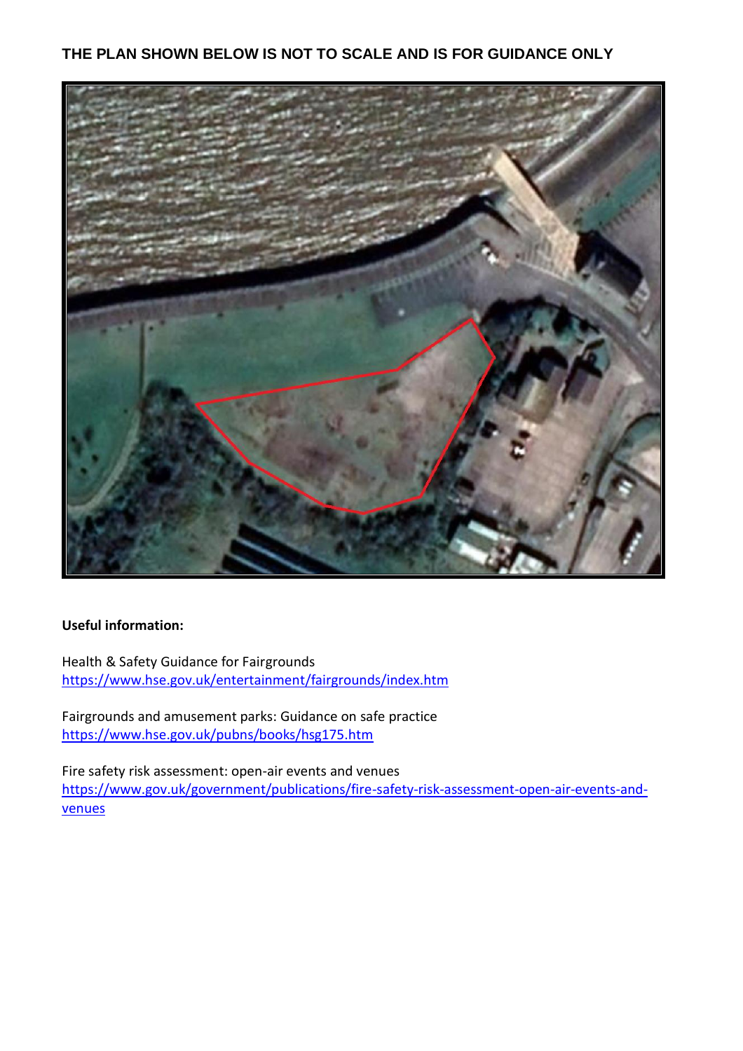**THE PLAN SHOWN BELOW IS NOT TO SCALE AND IS FOR GUIDANCE ONLY**

**Useful information:**

Health & Safety Guidance for Fairgrounds
https://www.hse.gov.uk/entertainment/fairgrounds/index.htm

Fairgrounds and amusement parks: Guidance on safe practice
https://www.hse.gov.uk/pubns/books/hsg175.htm

Fire safety risk assessment: open-air events and venues
https://www.gov.uk/government/publications/fire-safety-risk-assessment-open-air-events-and-venues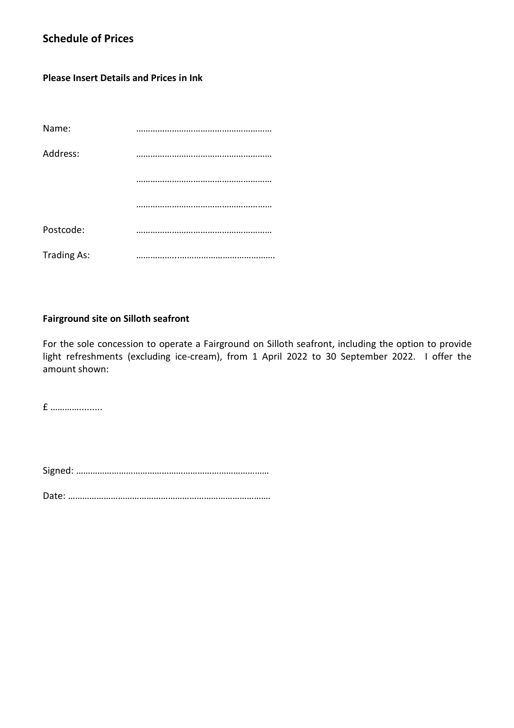## Schedule of Prices

**Please Insert Details and Prices in Ink**

Name: …………………………………………………

Address: …………………………………………………

…………………………………………………

…………………………………………………

Postcode: …………………………………………………

Trading As: ……………..…………………………………….

**Fairground site on Silloth seafront**

For the sole concession to operate a Fairground on Silloth seafront, including the option to provide light refreshments (excluding ice-cream), from 1 April 2022 to 30 September 2022. I offer the amount shown:

£ ………….........

Signed: ………………………………………………………………………

Date: …………………………………………………………………………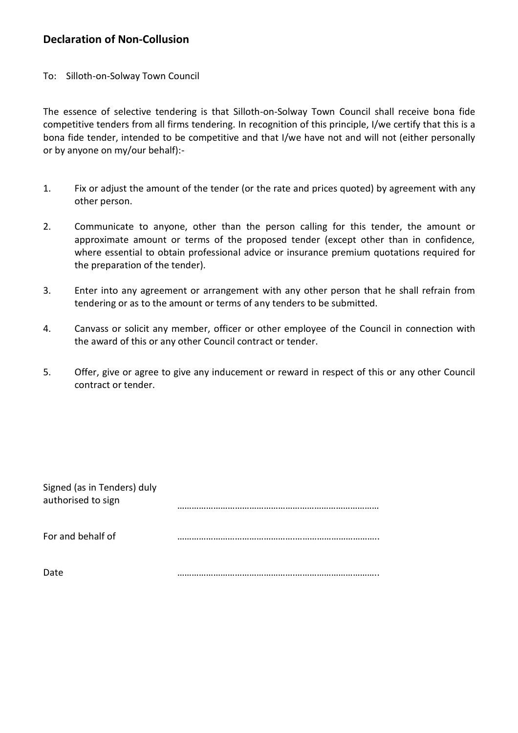## Declaration of Non-Collusion

To: Silloth-on-Solway Town Council

The essence of selective tendering is that Silloth-on-Solway Town Council shall receive bona fide competitive tenders from all firms tendering. In recognition of this principle, I/we certify that this is a bona fide tender, intended to be competitive and that I/we have not and will not (either personally or by anyone on my/our behalf):-

1. Fix or adjust the amount of the tender (or the rate and prices quoted) by agreement with any other person.

2. Communicate to anyone, other than the person calling for this tender, the amount or approximate amount or terms of the proposed tender (except other than in confidence, where essential to obtain professional advice or insurance premium quotations required for the preparation of the tender).

3. Enter into any agreement or arrangement with any other person that he shall refrain from tendering or as to the amount or terms of any tenders to be submitted.

4. Canvass or solicit any member, officer or other employee of the Council in connection with the award of this or any other Council contract or tender.

5. Offer, give or agree to give any inducement or reward in respect of this or any other Council contract or tender.

Signed (as in Tenders) duly authorised to sign ………………………………………………………………………

For and behalf of ………………………………………………………………………..

Date ………………………………………………………………………..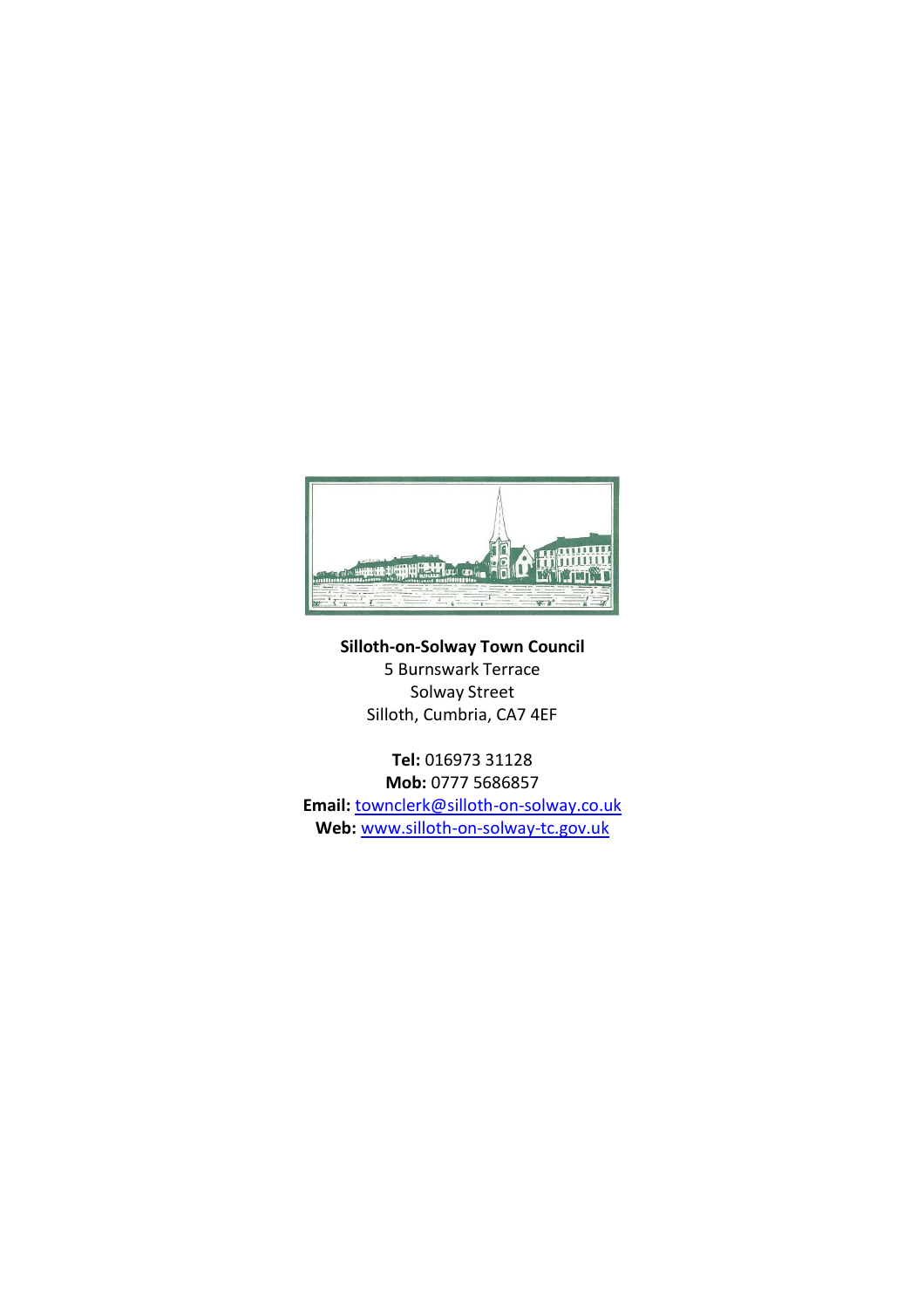**Silloth-on-Solway Town Council**
5 Burnswark Terrace
Solway Street
Silloth, Cumbria, CA7 4EF

**Tel:** 016973 31128
**Mob:** 0777 5686857
**Email:** townclerk@silloth-on-solway.co.uk
**Web:** www.silloth-on-solway-tc.gov.uk